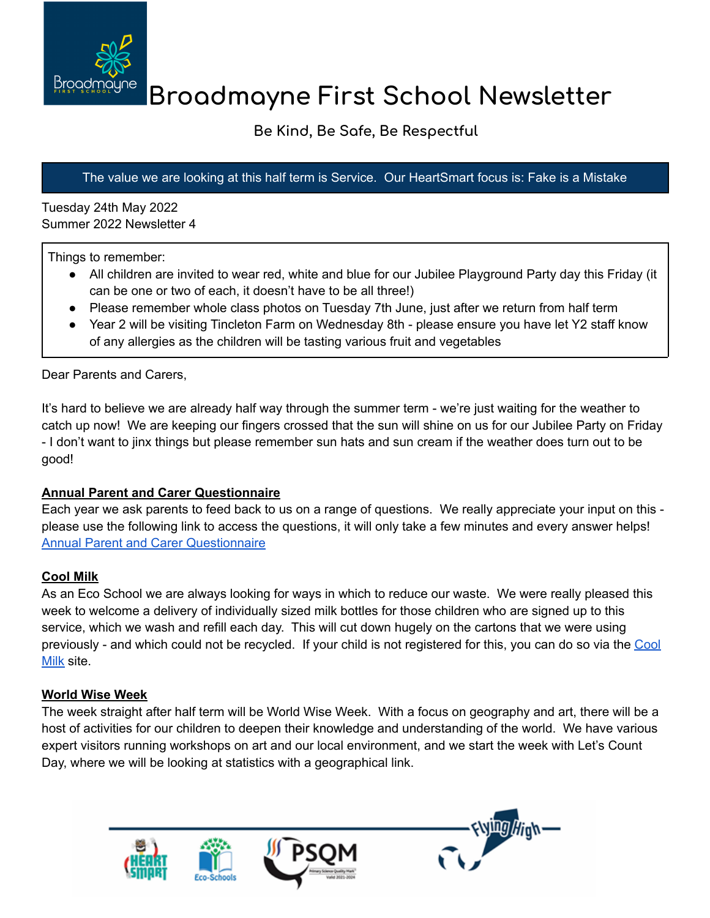# Broadmayne First School Newsletter

**Be Kind, Be Safe, Be Respectful**

The value we are looking at this half term is Service. Our HeartSmart focus is: Fake is a Mistake

Tuesday 24th May 2022
Summer 2022 Newsletter 4

Things to remember:

- All children are invited to wear red, white and blue for our Jubilee Playground Party day this Friday (it can be one or two of each, it doesn't have to be all three!)
- Please remember whole class photos on Tuesday 7th June, just after we return from half term
- Year 2 will be visiting Tincleton Farm on Wednesday 8th - please ensure you have let Y2 staff know of any allergies as the children will be tasting various fruit and vegetables

Dear Parents and Carers,

It's hard to believe we are already half way through the summer term - we're just waiting for the weather to catch up now! We are keeping our fingers crossed that the sun will shine on us for our Jubilee Party on Friday - I don't want to jinx things but please remember sun hats and sun cream if the weather does turn out to be good!

**Annual Parent and Carer Questionnaire**

Each year we ask parents to feed back to us on a range of questions. We really appreciate your input on this - please use the following link to access the questions, it will only take a few minutes and every answer helps!
Annual Parent and Carer Questionnaire

**Cool Milk**

As an Eco School we are always looking for ways in which to reduce our waste. We were really pleased this week to welcome a delivery of individually sized milk bottles for those children who are signed up to this service, which we wash and refill each day. This will cut down hugely on the cartons that we were using previously - and which could not be recycled. If your child is not registered for this, you can do so via the Cool Milk site.

**World Wise Week**

The week straight after half term will be World Wise Week. With a focus on geography and art, there will be a host of activities for our children to deepen their knowledge and understanding of the world. We have various expert visitors running workshops on art and our local environment, and we start the week with Let's Count Day, where we will be looking at statistics with a geographical link.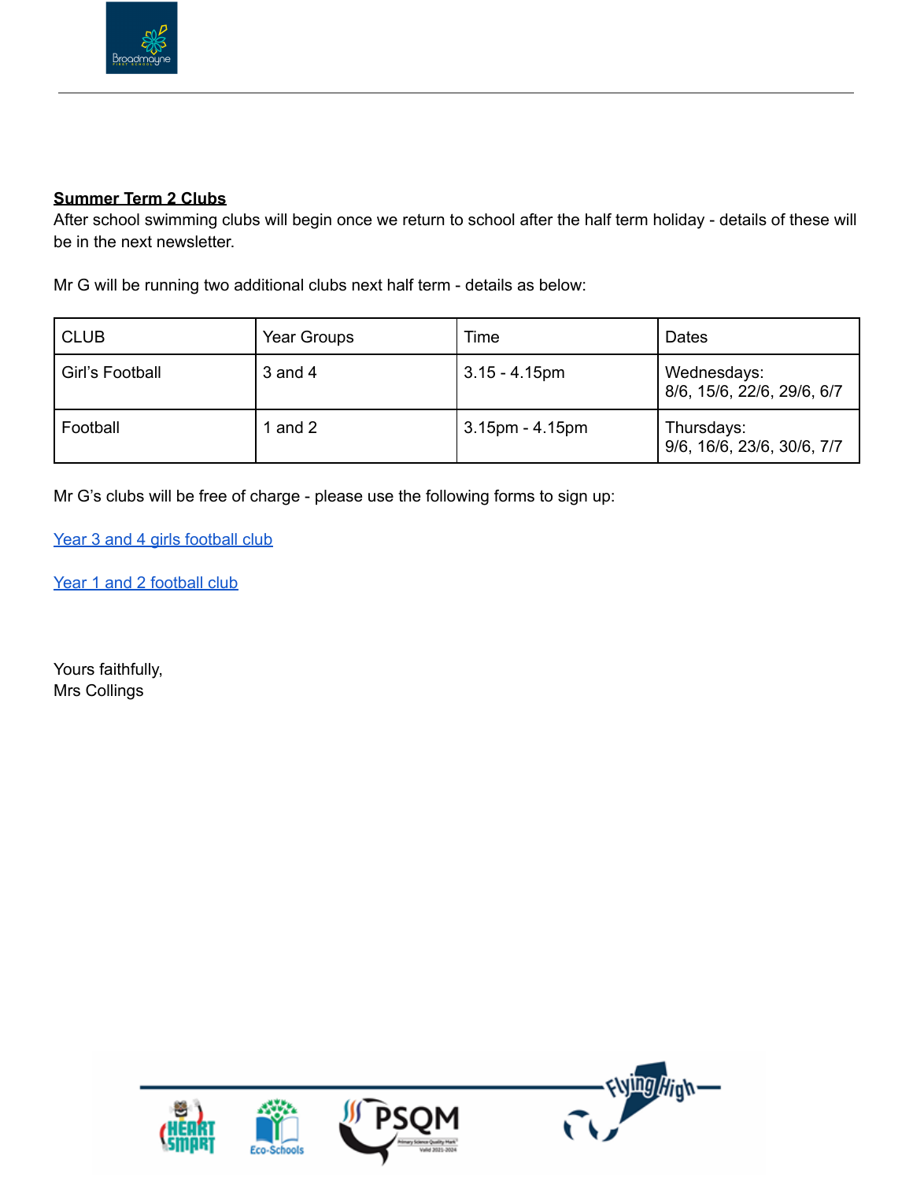**Summer Term 2 Clubs**

After school swimming clubs will begin once we return to school after the half term holiday - details of these will be in the next newsletter.

Mr G will be running two additional clubs next half term - details as below:

| CLUB | Year Groups | Time | Dates |
| --- | --- | --- | --- |
| Girl's Football | 3 and 4 | 3.15 - 4.15pm | Wednesdays: 8/6, 15/6, 22/6, 29/6, 6/7 |
| Football | 1 and 2 | 3.15pm - 4.15pm | Thursdays: 9/6, 16/6, 23/6, 30/6, 7/7 |

Mr G's clubs will be free of charge - please use the following forms to sign up:

Year 3 and 4 girls football club

Year 1 and 2 football club

Yours faithfully,
Mrs Collings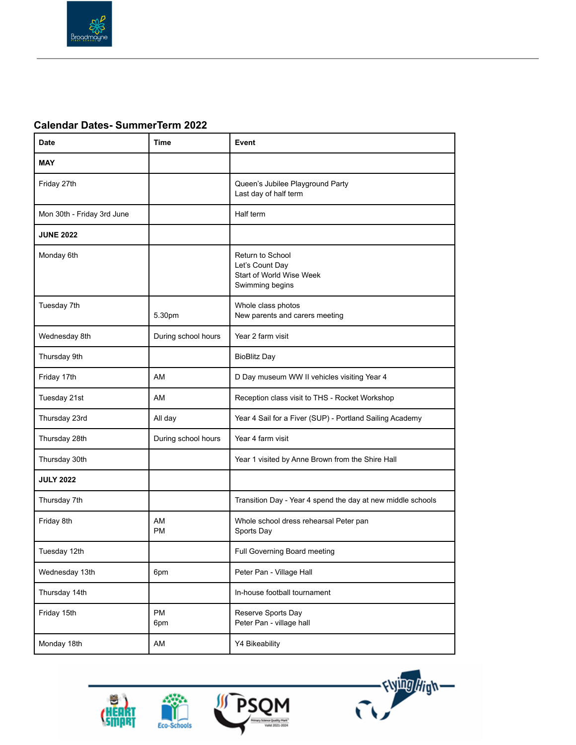## Calendar Dates- SummerTerm 2022

| Date | Time | Event |
|---|---|---|
| **MAY** | | |
| Friday 27th | | Queen's Jubilee Playground Party<br>Last day of half term |
| Mon 30th - Friday 3rd June | | Half term |
| **JUNE 2022** | | |
| Monday 6th | | Return to School<br>Let's Count Day<br>Start of World Wise Week<br>Swimming begins |
| Tuesday 7th | <br>5.30pm | Whole class photos<br>New parents and carers meeting |
| Wednesday 8th | During school hours | Year 2 farm visit |
| Thursday 9th | | BioBlitz Day |
| Friday 17th | AM | D Day museum WW II vehicles visiting Year 4 |
| Tuesday 21st | AM | Reception class visit to THS - Rocket Workshop |
| Thursday 23rd | All day | Year 4 Sail for a Fiver (SUP) - Portland Sailing Academy |
| Thursday 28th | During school hours | Year 4 farm visit |
| Thursday 30th | | Year 1 visited by Anne Brown from the Shire Hall |
| **JULY 2022** | | |
| Thursday 7th | | Transition Day - Year 4 spend the day at new middle schools |
| Friday 8th | AM<br>PM | Whole school dress rehearsal Peter pan<br>Sports Day |
| Tuesday 12th | | Full Governing Board meeting |
| Wednesday 13th | 6pm | Peter Pan - Village Hall |
| Thursday 14th | | In-house football tournament |
| Friday 15th | PM<br>6pm | Reserve Sports Day<br>Peter Pan - village hall |
| Monday 18th | AM | Y4 Bikeability |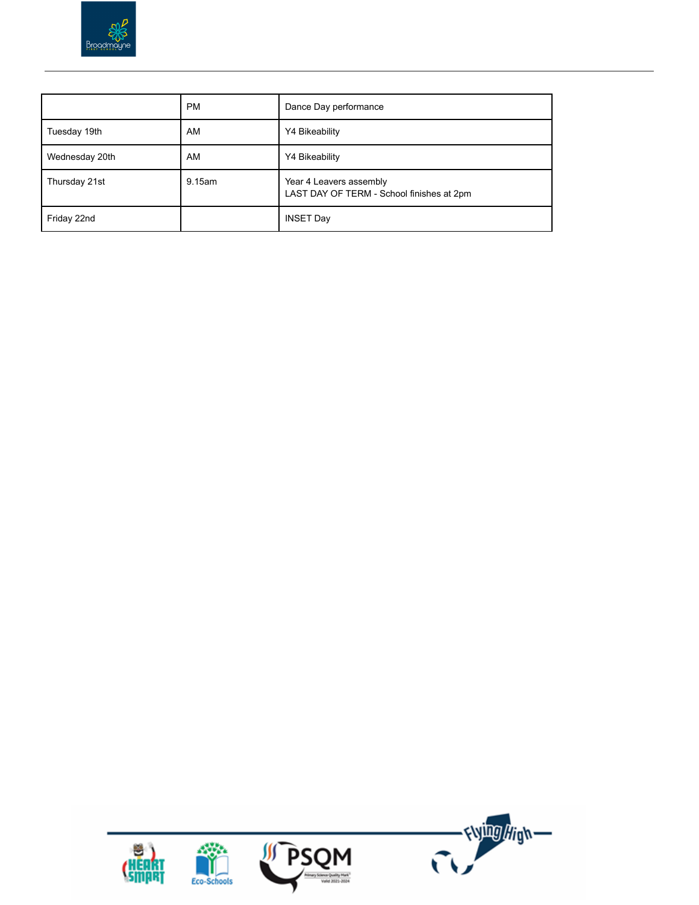| | | |
|---|---|---|
| | PM | Dance Day performance |
| Tuesday 19th | AM | Y4 Bikeability |
| Wednesday 20th | AM | Y4 Bikeability |
| Thursday 21st | 9.15am | Year 4 Leavers assembly<br>LAST DAY OF TERM - School finishes at 2pm |
| Friday 22nd | | INSET Day |